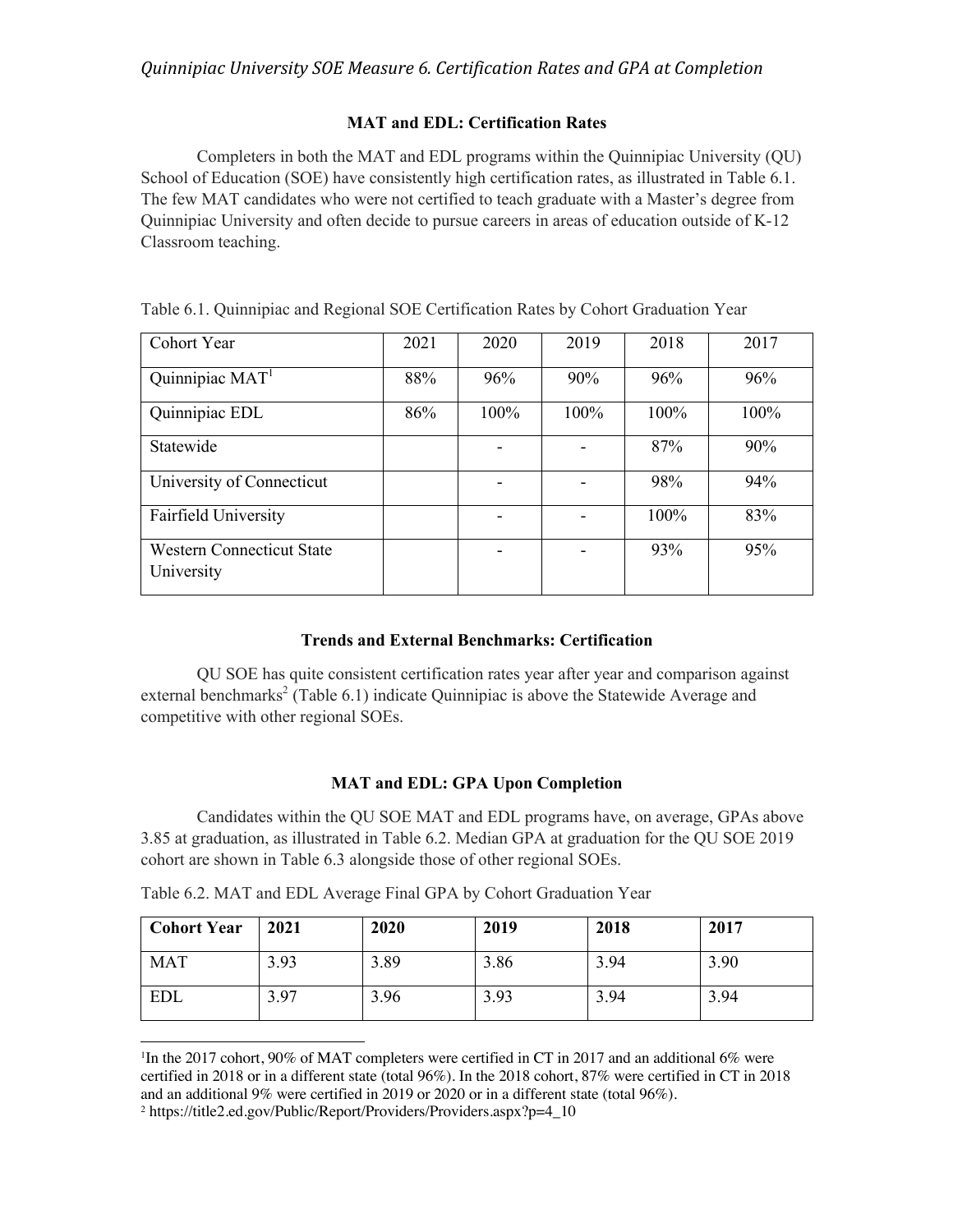*Quinnipiac University SOE Measure 6. Certification Rates and GPA at Completion*

### MAT and EDL: Certification Rates

Completers in both the MAT and EDL programs within the Quinnipiac University (QU) School of Education (SOE) have consistently high certification rates, as illustrated in Table 6.1. The few MAT candidates who were not certified to teach graduate with a Master's degree from Quinnipiac University and often decide to pursue careers in areas of education outside of K-12 Classroom teaching.

Table 6.1. Quinnipiac and Regional SOE Certification Rates by Cohort Graduation Year

| Cohort Year | 2021 | 2020 | 2019 | 2018 | 2017 |
|---|---|---|---|---|---|
| Quinnipiac MAT[1] | 88% | 96% | 90% | 96% | 96% |
| Quinnipiac EDL | 86% | 100% | 100% | 100% | 100% |
| Statewide | | - | - | 87% | 90% |
| University of Connecticut | | - | - | 98% | 94% |
| Fairfield University | | - | - | 100% | 83% |
| Western Connecticut State University | | - | - | 93% | 95% |

### Trends and External Benchmarks: Certification

QU SOE has quite consistent certification rates year after year and comparison against external benchmarks[2] (Table 6.1) indicate Quinnipiac is above the Statewide Average and competitive with other regional SOEs.

### MAT and EDL: GPA Upon Completion

Candidates within the QU SOE MAT and EDL programs have, on average, GPAs above 3.85 at graduation, as illustrated in Table 6.2. Median GPA at graduation for the QU SOE 2019 cohort are shown in Table 6.3 alongside those of other regional SOEs.

Table 6.2. MAT and EDL Average Final GPA by Cohort Graduation Year

| **Cohort Year** | **2021** | **2020** | **2019** | **2018** | **2017** |
|---|---|---|---|---|---|
| MAT | 3.93 | 3.89 | 3.86 | 3.94 | 3.90 |
| EDL | 3.97 | 3.96 | 3.93 | 3.94 | 3.94 |

---

[1]In the 2017 cohort, 90% of MAT completers were certified in CT in 2017 and an additional 6% were certified in 2018 or in a different state (total 96%). In the 2018 cohort, 87% were certified in CT in 2018 and an additional 9% were certified in 2019 or 2020 or in a different state (total 96%).

[2] https://title2.ed.gov/Public/Report/Providers/Providers.aspx?p=4_10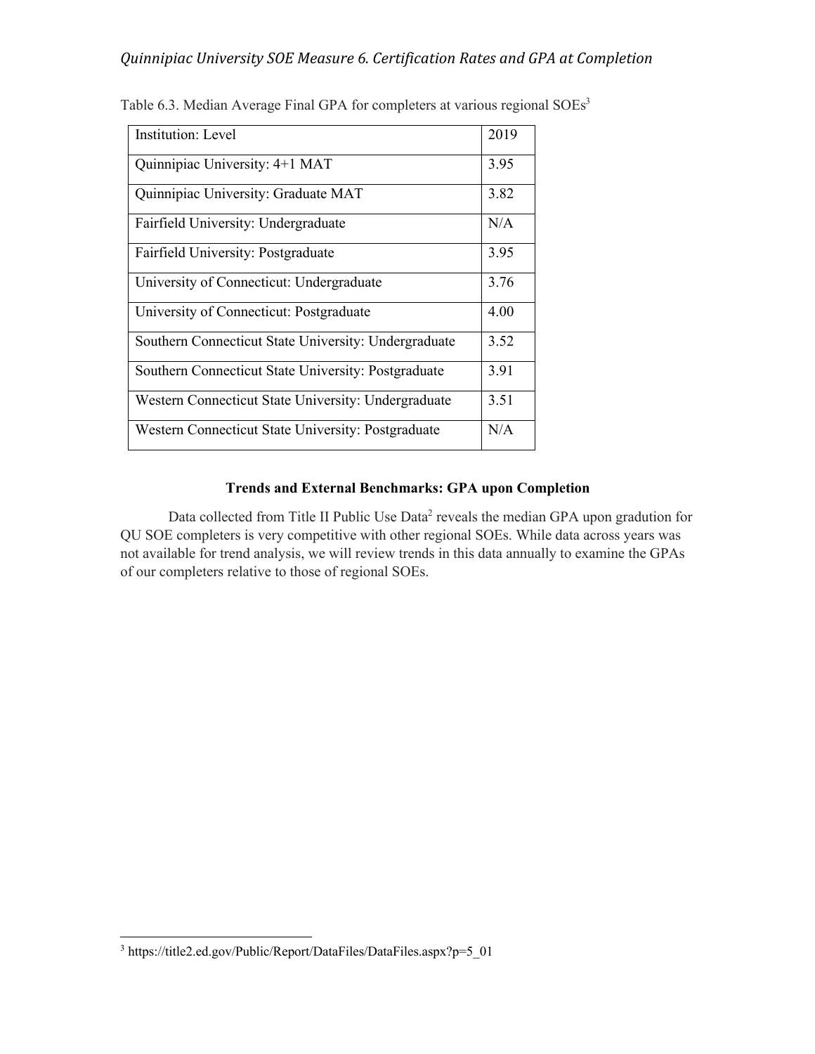Table 6.3. Median Average Final GPA for completers at various regional SOEs[3]

| Institution: Level | 2019 |
|---|---|
| Quinnipiac University: 4+1 MAT | 3.95 |
| Quinnipiac University: Graduate MAT | 3.82 |
| Fairfield University: Undergraduate | N/A |
| Fairfield University: Postgraduate | 3.95 |
| University of Connecticut: Undergraduate | 3.76 |
| University of Connecticut: Postgraduate | 4.00 |
| Southern Connecticut State University: Undergraduate | 3.52 |
| Southern Connecticut State University: Postgraduate | 3.91 |
| Western Connecticut State University: Undergraduate | 3.51 |
| Western Connecticut State University: Postgraduate | N/A |

**Trends and External Benchmarks: GPA upon Completion**

Data collected from Title II Public Use Data[2] reveals the median GPA upon gradution for QU SOE completers is very competitive with other regional SOEs. While data across years was not available for trend analysis, we will review trends in this data annually to examine the GPAs of our completers relative to those of regional SOEs.

[3] https://title2.ed.gov/Public/Report/DataFiles/DataFiles.aspx?p=5_01